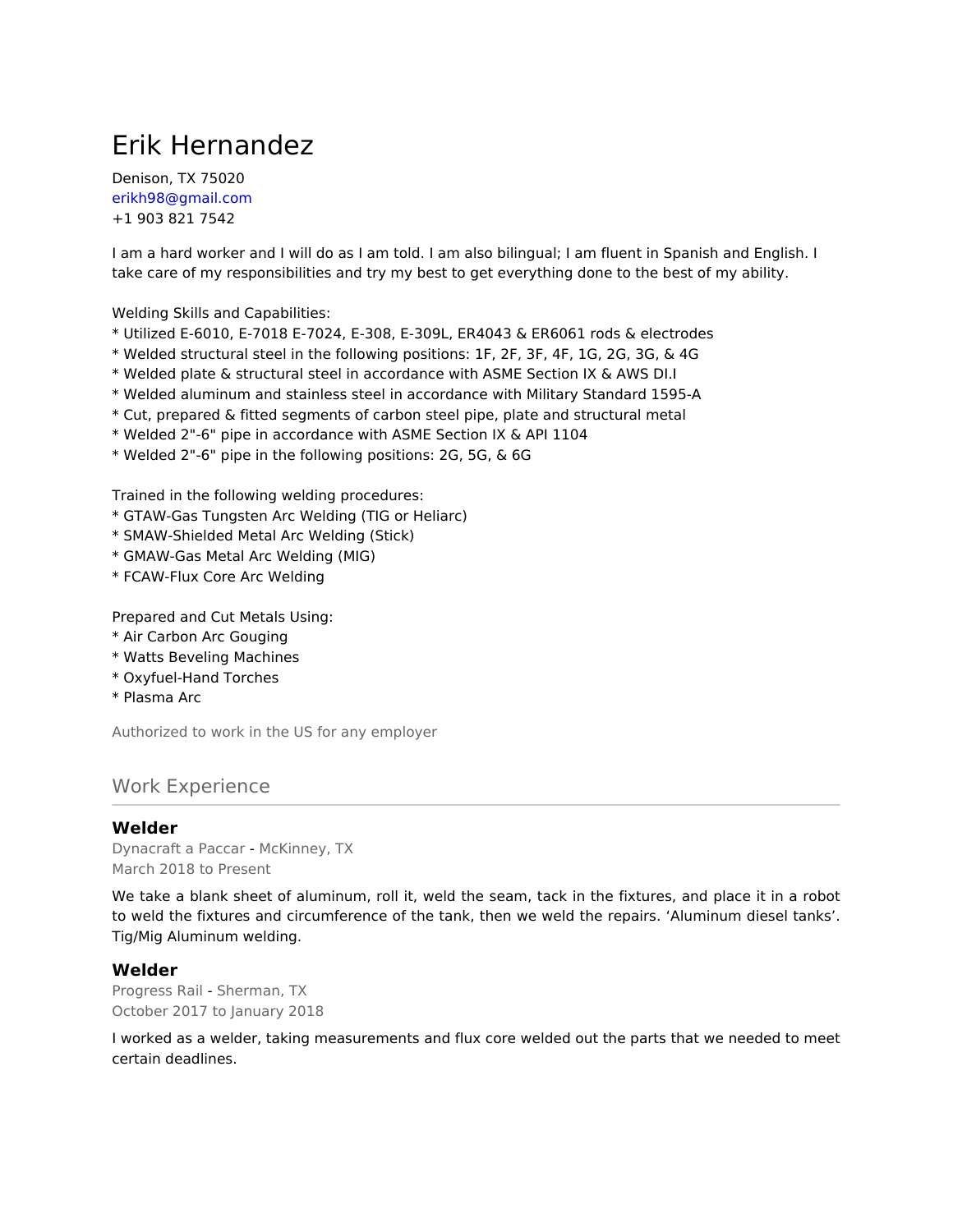# Erik Hernandez

Denison, TX 75020
erikh98@gmail.com
+1 903 821 7542

I am a hard worker and I will do as I am told. I am also bilingual; I am fluent in Spanish and English. I take care of my responsibilities and try my best to get everything done to the best of my ability.

Welding Skills and Capabilities:
* Utilized E-6010, E-7018 E-7024, E-308, E-309L, ER4043 & ER6061 rods & electrodes
* Welded structural steel in the following positions: 1F, 2F, 3F, 4F, 1G, 2G, 3G, & 4G
* Welded plate & structural steel in accordance with ASME Section IX & AWS DI.I
* Welded aluminum and stainless steel in accordance with Military Standard 1595-A
* Cut, prepared & fitted segments of carbon steel pipe, plate and structural metal
* Welded 2"-6" pipe in accordance with ASME Section IX & API 1104
* Welded 2"-6" pipe in the following positions: 2G, 5G, & 6G

Trained in the following welding procedures:
* GTAW-Gas Tungsten Arc Welding (TIG or Heliarc)
* SMAW-Shielded Metal Arc Welding (Stick)
* GMAW-Gas Metal Arc Welding (MIG)
* FCAW-Flux Core Arc Welding

Prepared and Cut Metals Using:
* Air Carbon Arc Gouging
* Watts Beveling Machines
* Oxyfuel-Hand Torches
* Plasma Arc

Authorized to work in the US for any employer

## Work Experience

### Welder

Dynacraft a Paccar - McKinney, TX
March 2018 to Present

We take a blank sheet of aluminum, roll it, weld the seam, tack in the fixtures, and place it in a robot to weld the fixtures and circumference of the tank, then we weld the repairs. 'Aluminum diesel tanks'. Tig/Mig Aluminum welding.

### Welder

Progress Rail - Sherman, TX
October 2017 to January 2018

I worked as a welder, taking measurements and flux core welded out the parts that we needed to meet certain deadlines.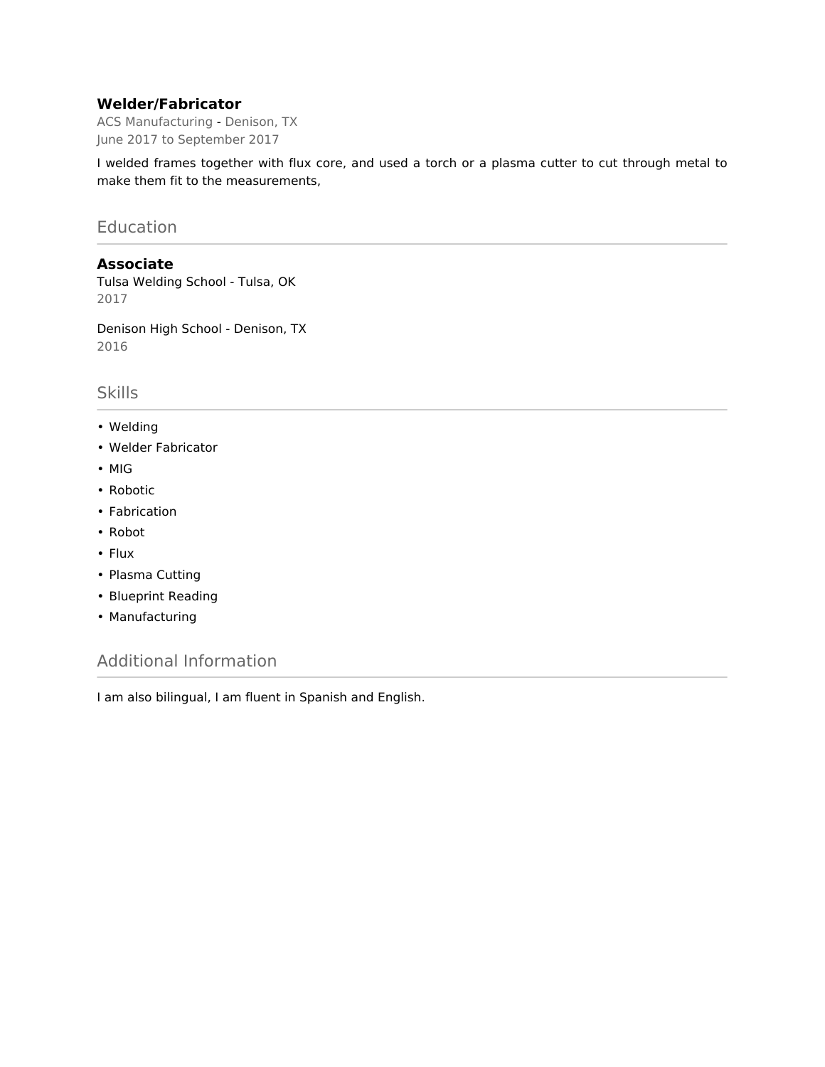### Welder/Fabricator

ACS Manufacturing - Denison, TX
June 2017 to September 2017

I welded frames together with flux core, and used a torch or a plasma cutter to cut through metal to make them fit to the measurements,

## Education

### Associate

Tulsa Welding School - Tulsa, OK
2017

Denison High School - Denison, TX
2016

## Skills

- Welding
- Welder Fabricator
- MIG
- Robotic
- Fabrication
- Robot
- Flux
- Plasma Cutting
- Blueprint Reading
- Manufacturing

## Additional Information

I am also bilingual, I am fluent in Spanish and English.